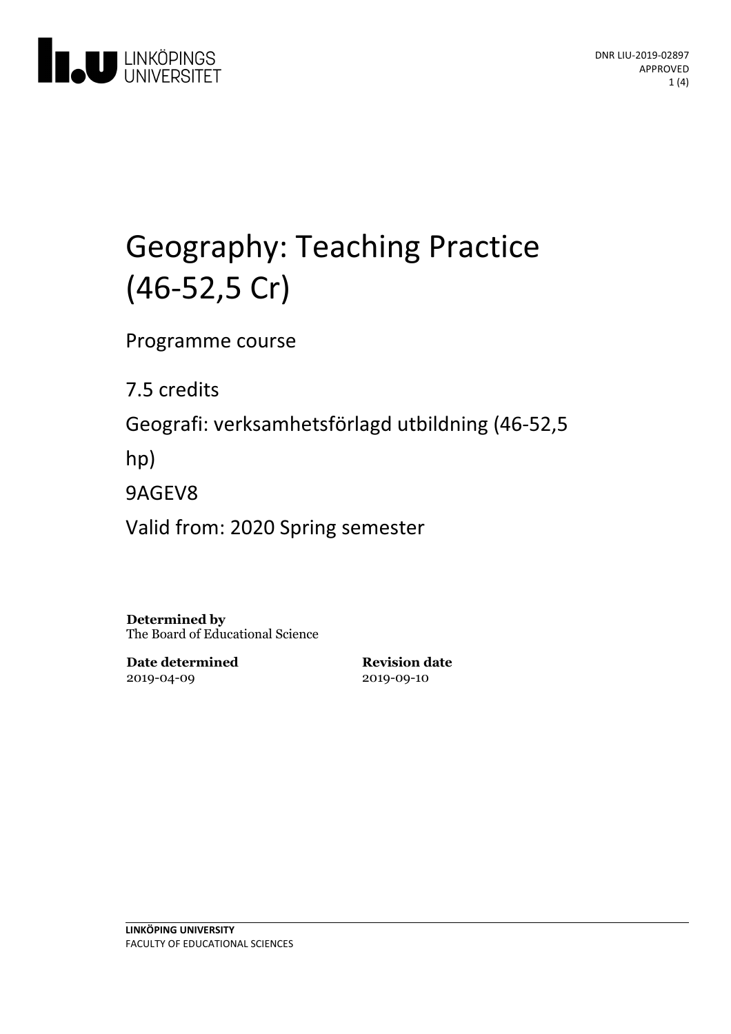DNR LIU-2019-02897
APPROVED

# Geography: Teaching Practice (46-52,5 Cr)

Programme course

7.5 credits

Geografi: verksamhetsförlagd utbildning (46-52,5 hp)

9AGEV8

Valid from: 2020 Spring semester

**Determined by**
The Board of Educational Science

| **Date determined** | **Revision date** |
| --- | --- |
| 2019-04-09 | 2019-09-10 |

**LINKÖPING UNIVERSITY**
FACULTY OF EDUCATIONAL SCIENCES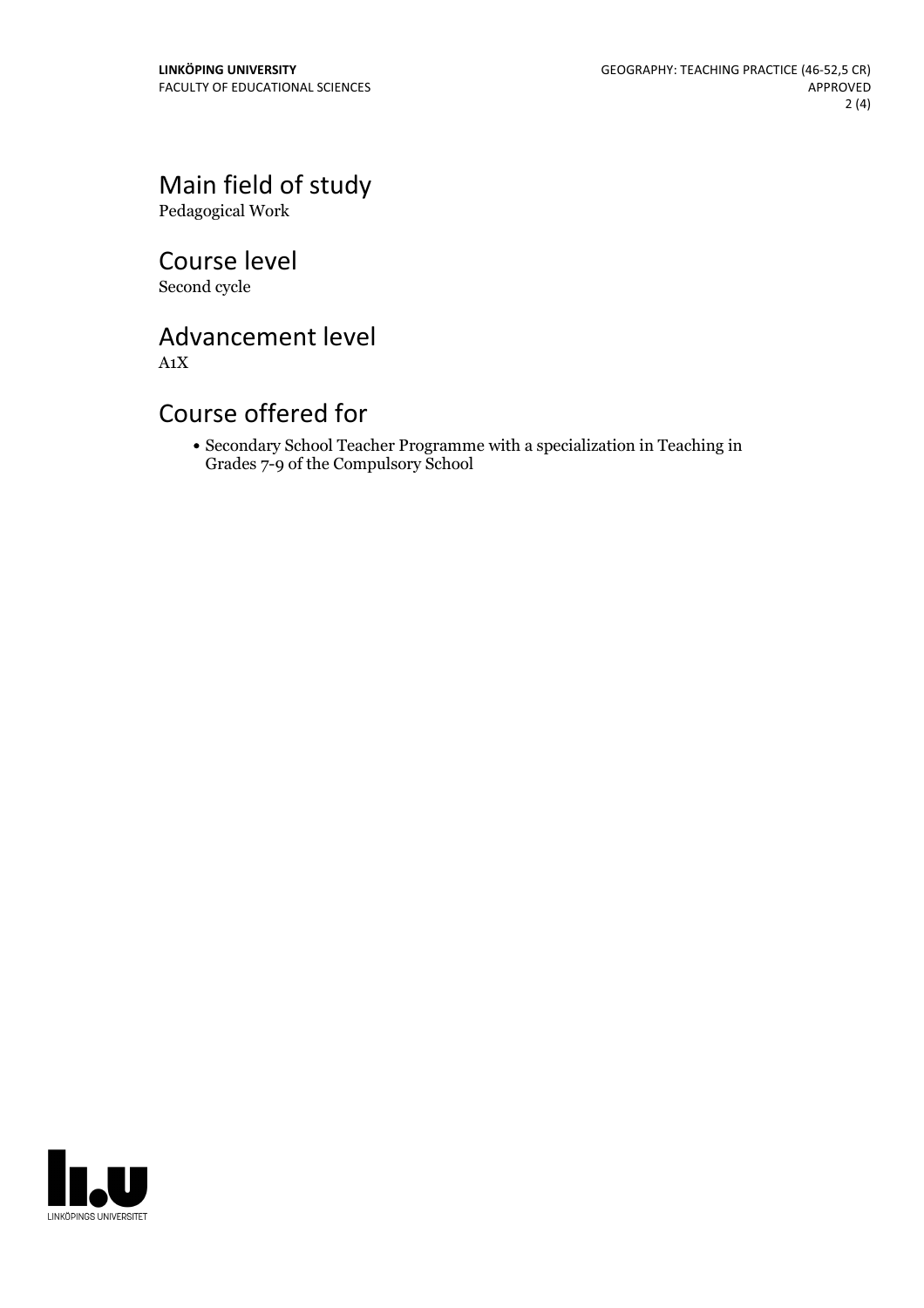## Main field of study

Pedagogical Work

## Course level

Second cycle

## Advancement level

A1X

## Course offered for

- Secondary School Teacher Programme with a specialization in Teaching in Grades 7-9 of the Compulsory School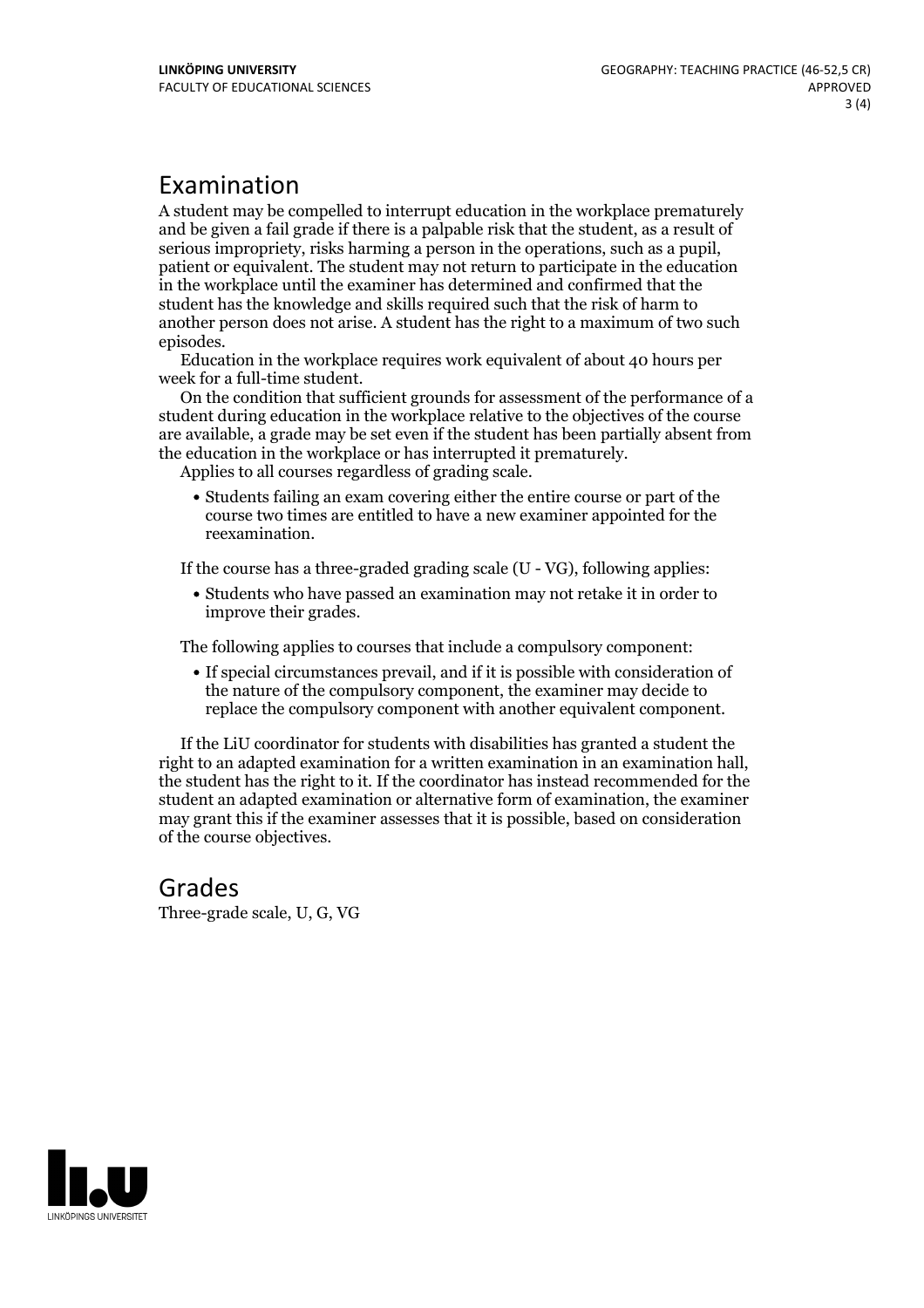## Examination

A student may be compelled to interrupt education in the workplace prematurely and be given a fail grade if there is a palpable risk that the student, as a result of serious impropriety, risks harming a person in the operations, such as a pupil, patient or equivalent. The student may not return to participate in the education in the workplace until the examiner has determined and confirmed that the student has the knowledge and skills required such that the risk of harm to another person does not arise. A student has the right to a maximum of two such episodes.

Education in the workplace requires work equivalent of about 40 hours per week for a full-time student.

On the condition that sufficient grounds for assessment of the performance of a student during education in the workplace relative to the objectives of the course are available, a grade may be set even if the student has been partially absent from the education in the workplace or has interrupted it prematurely.

Applies to all courses regardless of grading scale.

- Students failing an exam covering either the entire course or part of the course two times are entitled to have a new examiner appointed for the reexamination.

If the course has a three-graded grading scale (U - VG), following applies:

- Students who have passed an examination may not retake it in order to improve their grades.

The following applies to courses that include a compulsory component:

- If special circumstances prevail, and if it is possible with consideration of the nature of the compulsory component, the examiner may decide to replace the compulsory component with another equivalent component.

If the LiU coordinator for students with disabilities has granted a student the right to an adapted examination for a written examination in an examination hall, the student has the right to it. If the coordinator has instead recommended for the student an adapted examination or alternative form of examination, the examiner may grant this if the examiner assesses that it is possible, based on consideration of the course objectives.

## Grades

Three-grade scale, U, G, VG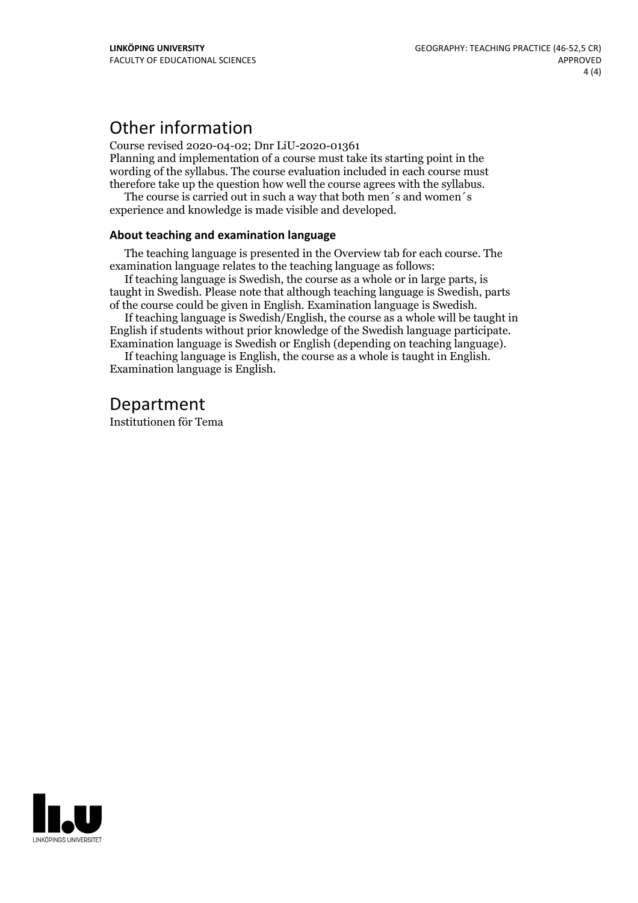# Other information

Course revised 2020-04-02; Dnr LiU-2020-01361

Planning and implementation of a course must take its starting point in the wording of the syllabus. The course evaluation included in each course must therefore take up the question how well the course agrees with the syllabus.

The course is carried out in such a way that both men´s and women´s experience and knowledge is made visible and developed.

### About teaching and examination language

The teaching language is presented in the Overview tab for each course. The examination language relates to the teaching language as follows:

If teaching language is Swedish, the course as a whole or in large parts, is taught in Swedish. Please note that although teaching language is Swedish, parts of the course could be given in English. Examination language is Swedish.

If teaching language is Swedish/English, the course as a whole will be taught in English if students without prior knowledge of the Swedish language participate. Examination language is Swedish or English (depending on teaching language).

If teaching language is English, the course as a whole is taught in English. Examination language is English.

# Department

Institutionen för Tema